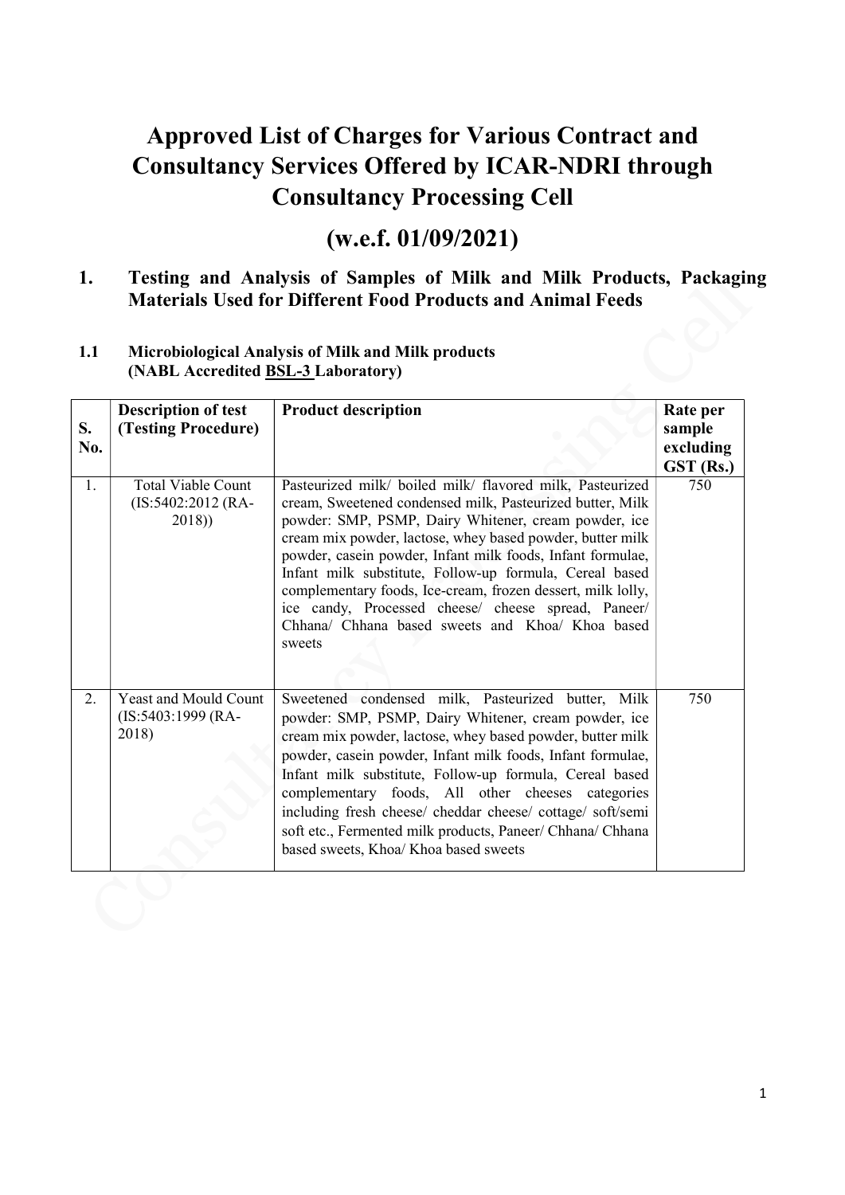# Approved List of Charges for Various Contract and Consultancy Services Offered by ICAR-NDRI through Consultancy Processing Cell

## (w.e.f. 01/09/2021)

## 1. Testing and Analysis of Samples of Milk and Milk Products, Packaging Materials Used for Different Food Products and Animal Feeds

### 1.1 Microbiological Analysis of Milk and Milk products (NABL Accredited BSL-3 Laboratory)

| S. No. | Description of test (Testing Procedure) | Product description | Rate per sample excluding GST (Rs.) |
|---|---|---|---|
| 1. | Total Viable Count (IS:5402:2012 (RA-2018)) | Pasteurized milk/ boiled milk/ flavored milk, Pasteurized cream, Sweetened condensed milk, Pasteurized butter, Milk powder: SMP, PSMP, Dairy Whitener, cream powder, ice cream mix powder, lactose, whey based powder, butter milk powder, casein powder, Infant milk foods, Infant formulae, Infant milk substitute, Follow-up formula, Cereal based complementary foods, Ice-cream, frozen dessert, milk lolly, ice candy, Processed cheese/ cheese spread, Paneer/ Chhana/ Chhana based sweets and Khoa/ Khoa based sweets | 750 |
| 2. | Yeast and Mould Count (IS:5403:1999 (RA-2018) | Sweetened condensed milk, Pasteurized butter, Milk powder: SMP, PSMP, Dairy Whitener, cream powder, ice cream mix powder, lactose, whey based powder, butter milk powder, casein powder, Infant milk foods, Infant formulae, Infant milk substitute, Follow-up formula, Cereal based complementary foods, All other cheeses categories including fresh cheese/ cheddar cheese/ cottage/ soft/semi soft etc., Fermented milk products, Paneer/ Chhana/ Chhana based sweets, Khoa/ Khoa based sweets | 750 |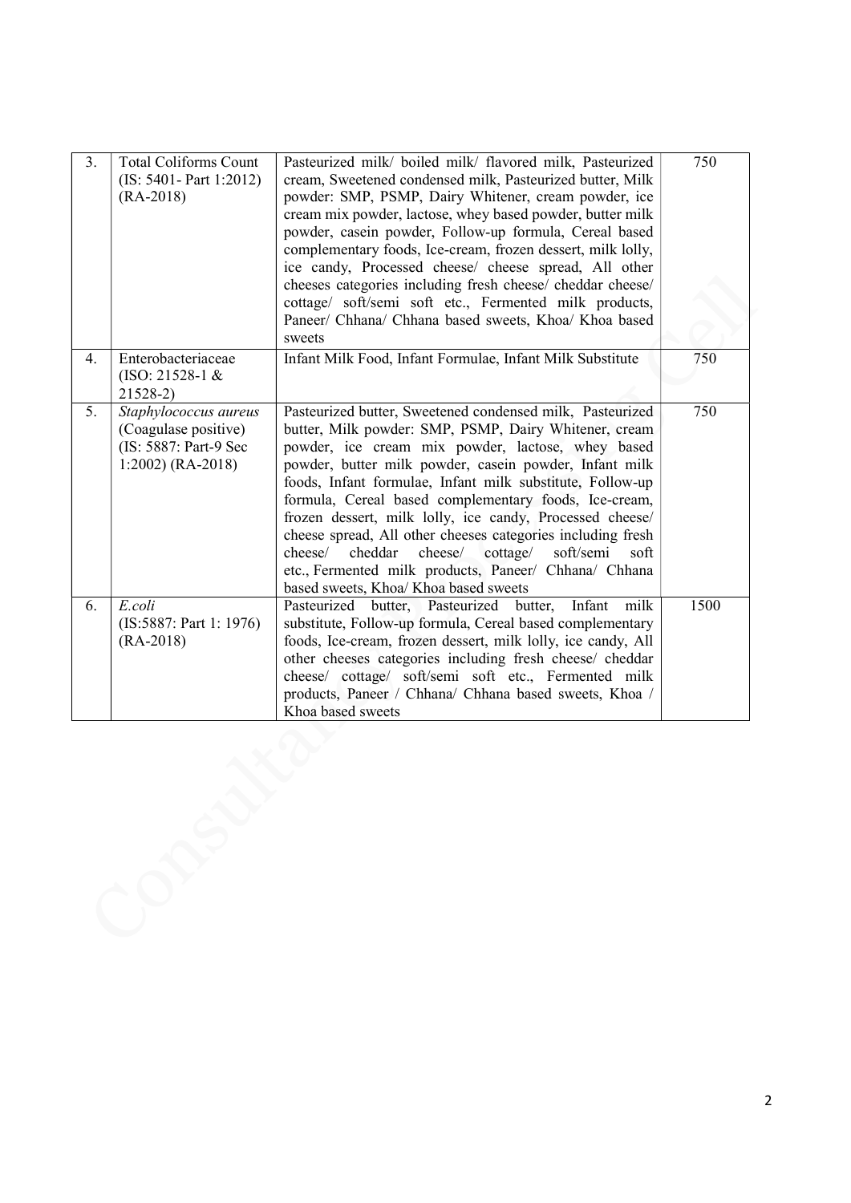| 3. | Total Coliforms Count (IS: 5401- Part 1:2012) (RA-2018) | Pasteurized milk/ boiled milk/ flavored milk, Pasteurized cream, Sweetened condensed milk, Pasteurized butter, Milk powder: SMP, PSMP, Dairy Whitener, cream powder, ice cream mix powder, lactose, whey based powder, butter milk powder, casein powder, Follow-up formula, Cereal based complementary foods, Ice-cream, frozen dessert, milk lolly, ice candy, Processed cheese/ cheese spread, All other cheeses categories including fresh cheese/ cheddar cheese/ cottage/ soft/semi soft etc., Fermented milk products, Paneer/ Chhana/ Chhana based sweets, Khoa/ Khoa based sweets | 750 |
|---|---|---|---|
| 4. | Enterobacteriaceae (ISO: 21528-1 & 21528-2) | Infant Milk Food, Infant Formulae, Infant Milk Substitute | 750 |
| 5. | *Staphylococcus aureus* (Coagulase positive) (IS: 5887: Part-9 Sec 1:2002) (RA-2018) | Pasteurized butter, Sweetened condensed milk, Pasteurized butter, Milk powder: SMP, PSMP, Dairy Whitener, cream powder, ice cream mix powder, lactose, whey based powder, butter milk powder, casein powder, Infant milk foods, Infant formulae, Infant milk substitute, Follow-up formula, Cereal based complementary foods, Ice-cream, frozen dessert, milk lolly, ice candy, Processed cheese/ cheese spread, All other cheeses categories including fresh cheese/ cheddar cheese/ cottage/ soft/semi soft etc., Fermented milk products, Paneer/ Chhana/ Chhana based sweets, Khoa/ Khoa based sweets | 750 |
| 6. | *E.coli* (IS:5887: Part 1: 1976) (RA-2018) | Pasteurized butter, Pasteurized butter, Infant milk substitute, Follow-up formula, Cereal based complementary foods, Ice-cream, frozen dessert, milk lolly, ice candy, All other cheeses categories including fresh cheese/ cheddar cheese/ cottage/ soft/semi soft etc., Fermented milk products, Paneer / Chhana/ Chhana based sweets, Khoa / Khoa based sweets | 1500 |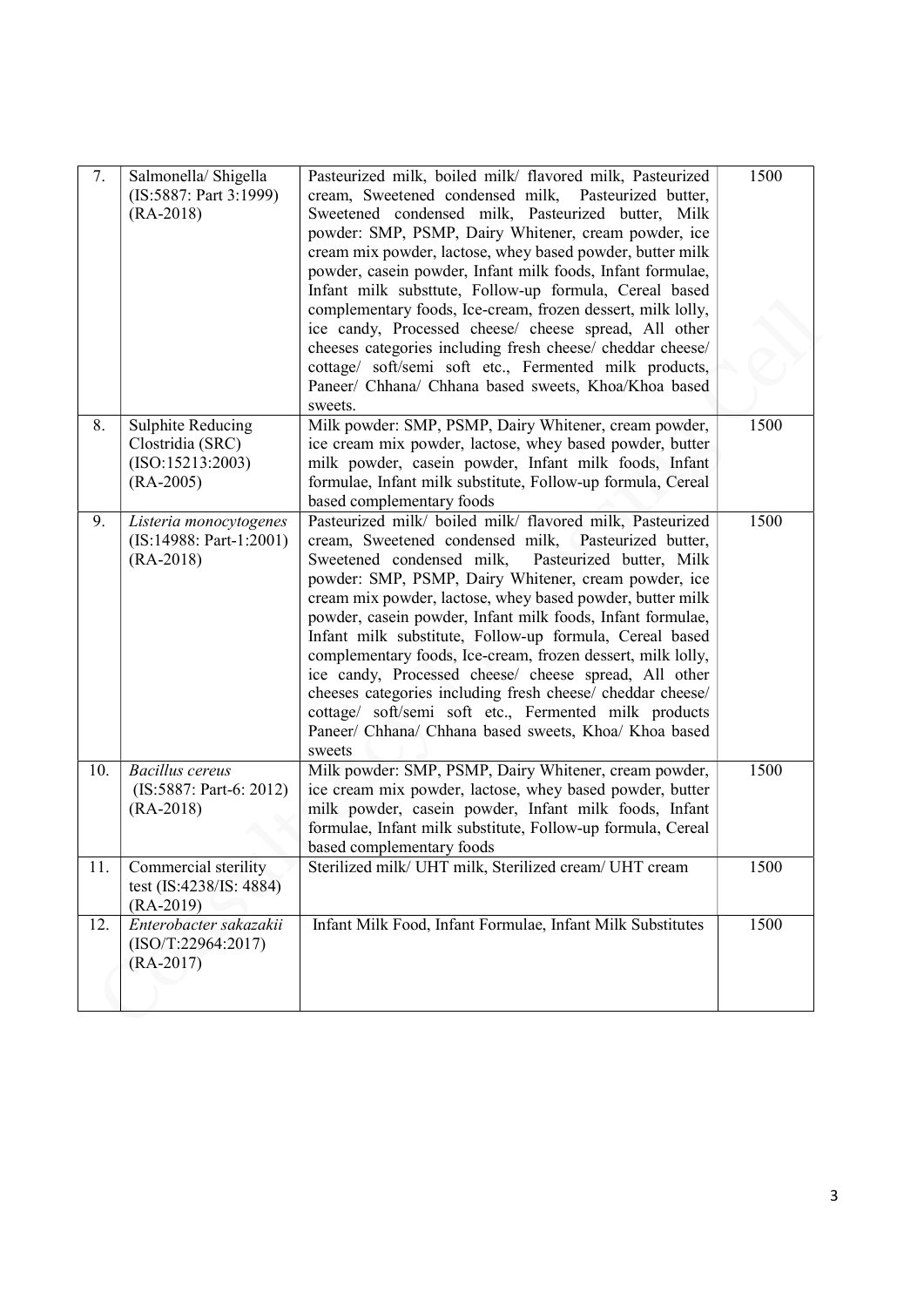| | | | |
|---|---|---|---|
| 7. | Salmonella/ Shigella (IS:5887: Part 3:1999) (RA-2018) | Pasteurized milk, boiled milk/ flavored milk, Pasteurized cream, Sweetened condensed milk, Pasteurized butter, Sweetened condensed milk, Pasteurized butter, Milk powder: SMP, PSMP, Dairy Whitener, cream powder, ice cream mix powder, lactose, whey based powder, butter milk powder, casein powder, Infant milk foods, Infant formulae, Infant milk substtute, Follow-up formula, Cereal based complementary foods, Ice-cream, frozen dessert, milk lolly, ice candy, Processed cheese/ cheese spread, All other cheeses categories including fresh cheese/ cheddar cheese/ cottage/ soft/semi soft etc., Fermented milk products, Paneer/ Chhana/ Chhana based sweets, Khoa/Khoa based sweets. | 1500 |
| 8. | Sulphite Reducing Clostridia (SRC) (ISO:15213:2003) (RA-2005) | Milk powder: SMP, PSMP, Dairy Whitener, cream powder, ice cream mix powder, lactose, whey based powder, butter milk powder, casein powder, Infant milk foods, Infant formulae, Infant milk substitute, Follow-up formula, Cereal based complementary foods | 1500 |
| 9. | *Listeria monocytogenes* (IS:14988: Part-1:2001) (RA-2018) | Pasteurized milk/ boiled milk/ flavored milk, Pasteurized cream, Sweetened condensed milk, Pasteurized butter, Sweetened condensed milk, Pasteurized butter, Milk powder: SMP, PSMP, Dairy Whitener, cream powder, ice cream mix powder, lactose, whey based powder, butter milk powder, casein powder, Infant milk foods, Infant formulae, Infant milk substitute, Follow-up formula, Cereal based complementary foods, Ice-cream, frozen dessert, milk lolly, ice candy, Processed cheese/ cheese spread, All other cheeses categories including fresh cheese/ cheddar cheese/ cottage/ soft/semi soft etc., Fermented milk products Paneer/ Chhana/ Chhana based sweets, Khoa/ Khoa based sweets | 1500 |
| 10. | *Bacillus cereus* (IS:5887: Part-6: 2012) (RA-2018) | Milk powder: SMP, PSMP, Dairy Whitener, cream powder, ice cream mix powder, lactose, whey based powder, butter milk powder, casein powder, Infant milk foods, Infant formulae, Infant milk substitute, Follow-up formula, Cereal based complementary foods | 1500 |
| 11. | Commercial sterility test (IS:4238/IS: 4884) (RA-2019) | Sterilized milk/ UHT milk, Sterilized cream/ UHT cream | 1500 |
| 12. | *Enterobacter sakazakii* (ISO/T:22964:2017) (RA-2017) | Infant Milk Food, Infant Formulae, Infant Milk Substitutes | 1500 |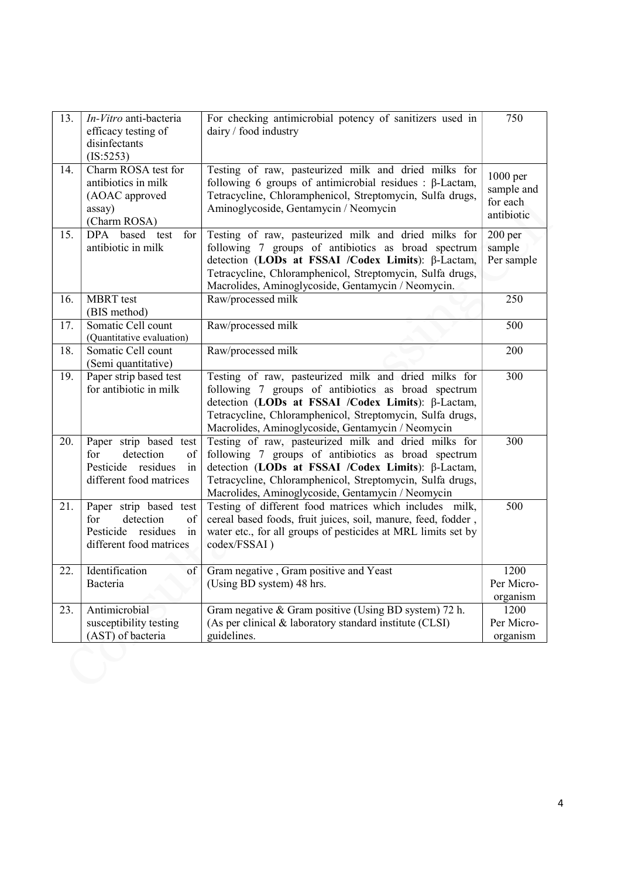| 13. | *In-Vitro* anti-bacteria efficacy testing of disinfectants (IS:5253) | For checking antimicrobial potency of sanitizers used in dairy / food industry | 750 |
|---|---|---|---|
| 14. | Charm ROSA test for antibiotics in milk (AOAC approved assay) (Charm ROSA) | Testing of raw, pasteurized milk and dried milks for following 6 groups of antimicrobial residues : β-Lactam, Tetracycline, Chloramphenicol, Streptomycin, Sulfa drugs, Aminoglycoside, Gentamycin / Neomycin | 1000 per sample and for each antibiotic |
| 15. | DPA based test for antibiotic in milk | Testing of raw, pasteurized milk and dried milks for following 7 groups of antibiotics as broad spectrum detection (**LODs at FSSAI /Codex Limits**): β-Lactam, Tetracycline, Chloramphenicol, Streptomycin, Sulfa drugs, Macrolides, Aminoglycoside, Gentamycin / Neomycin. | 200 per sample Per sample |
| 16. | MBRT test (BIS method) | Raw/processed milk | 250 |
| 17. | Somatic Cell count (Quantitative evaluation) | Raw/processed milk | 500 |
| 18. | Somatic Cell count (Semi quantitative) | Raw/processed milk | 200 |
| 19. | Paper strip based test for antibiotic in milk | Testing of raw, pasteurized milk and dried milks for following 7 groups of antibiotics as broad spectrum detection (**LODs at FSSAI /Codex Limits**): β-Lactam, Tetracycline, Chloramphenicol, Streptomycin, Sulfa drugs, Macrolides, Aminoglycoside, Gentamycin / Neomycin | 300 |
| 20. | Paper strip based test for detection of Pesticide residues in different food matrices | Testing of raw, pasteurized milk and dried milks for following 7 groups of antibiotics as broad spectrum detection (**LODs at FSSAI /Codex Limits**): β-Lactam, Tetracycline, Chloramphenicol, Streptomycin, Sulfa drugs, Macrolides, Aminoglycoside, Gentamycin / Neomycin | 300 |
| 21. | Paper strip based test for detection of Pesticide residues in different food matrices | Testing of different food matrices which includes milk, cereal based foods, fruit juices, soil, manure, feed, fodder , water etc., for all groups of pesticides at MRL limits set by codex/FSSAI ) | 500 |
| 22. | Identification of Bacteria | Gram negative , Gram positive and Yeast (Using BD system) 48 hrs. | 1200 Per Micro-organism |
| 23. | Antimicrobial susceptibility testing (AST) of bacteria | Gram negative & Gram positive (Using BD system) 72 h. (As per clinical & laboratory standard institute (CLSI) guidelines. | 1200 Per Micro-organism |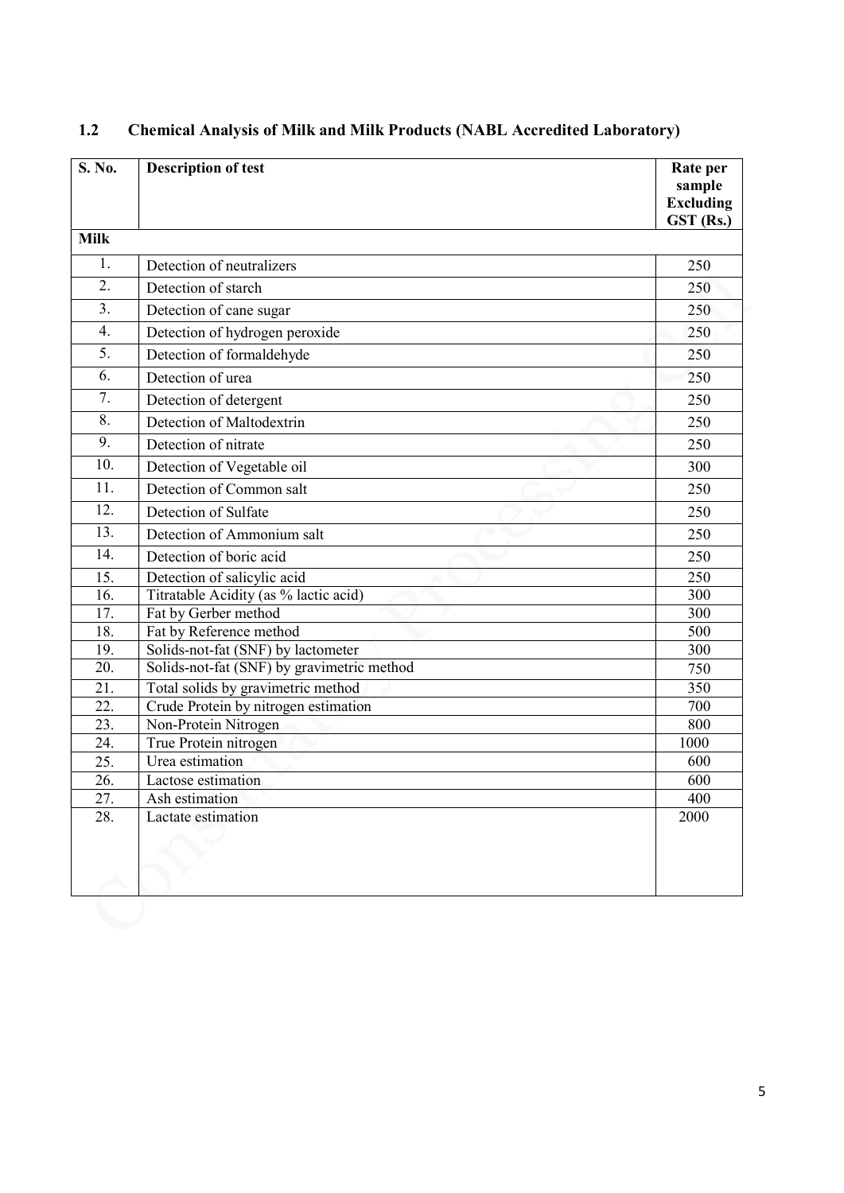## 1.2 Chemical Analysis of Milk and Milk Products (NABL Accredited Laboratory)

| S. No. | Description of test | Rate per sample Excluding GST (Rs.) |
|---|---|---|
| **Milk** | | |
| 1. | Detection of neutralizers | 250 |
| 2. | Detection of starch | 250 |
| 3. | Detection of cane sugar | 250 |
| 4. | Detection of hydrogen peroxide | 250 |
| 5. | Detection of formaldehyde | 250 |
| 6. | Detection of urea | 250 |
| 7. | Detection of detergent | 250 |
| 8. | Detection of Maltodextrin | 250 |
| 9. | Detection of nitrate | 250 |
| 10. | Detection of Vegetable oil | 300 |
| 11. | Detection of Common salt | 250 |
| 12. | Detection of Sulfate | 250 |
| 13. | Detection of Ammonium salt | 250 |
| 14. | Detection of boric acid | 250 |
| 15. | Detection of salicylic acid | 250 |
| 16. | Titratable Acidity (as % lactic acid) | 300 |
| 17. | Fat by Gerber method | 300 |
| 18. | Fat by Reference method | 500 |
| 19. | Solids-not-fat (SNF) by lactometer | 300 |
| 20. | Solids-not-fat (SNF) by gravimetric method | 750 |
| 21. | Total solids by gravimetric method | 350 |
| 22. | Crude Protein by nitrogen estimation | 700 |
| 23. | Non-Protein Nitrogen | 800 |
| 24. | True Protein nitrogen | 1000 |
| 25. | Urea estimation | 600 |
| 26. | Lactose estimation | 600 |
| 27. | Ash estimation | 400 |
| 28. | Lactate estimation | 2000 |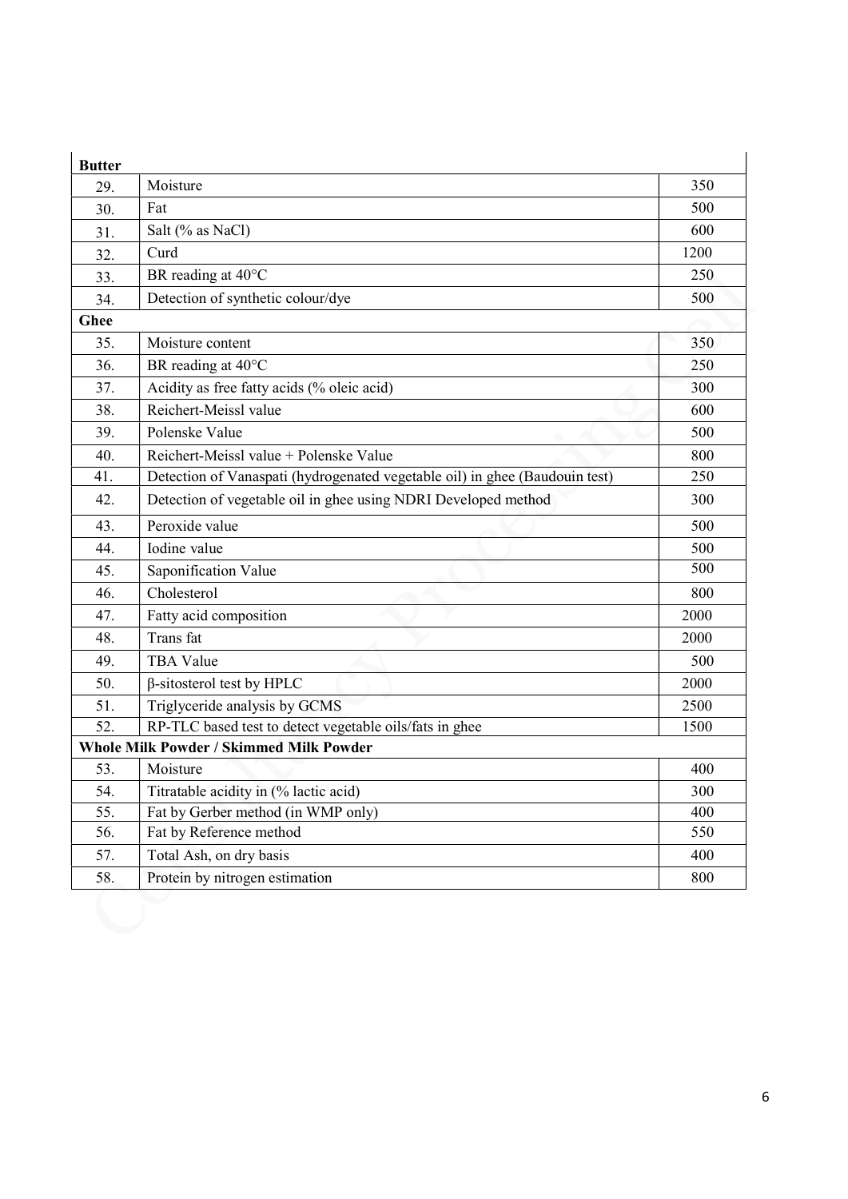| | | |
|---|---|---|
| **Butter** | | |
| 29. | Moisture | 350 |
| 30. | Fat | 500 |
| 31. | Salt (% as NaCl) | 600 |
| 32. | Curd | 1200 |
| 33. | BR reading at 40°C | 250 |
| 34. | Detection of synthetic colour/dye | 500 |
| **Ghee** | | |
| 35. | Moisture content | 350 |
| 36. | BR reading at 40°C | 250 |
| 37. | Acidity as free fatty acids (% oleic acid) | 300 |
| 38. | Reichert-Meissl value | 600 |
| 39. | Polenske Value | 500 |
| 40. | Reichert-Meissl value + Polenske Value | 800 |
| 41. | Detection of Vanaspati (hydrogenated vegetable oil) in ghee (Baudouin test) | 250 |
| 42. | Detection of vegetable oil in ghee using NDRI Developed method | 300 |
| 43. | Peroxide value | 500 |
| 44. | Iodine value | 500 |
| 45. | Saponification Value | 500 |
| 46. | Cholesterol | 800 |
| 47. | Fatty acid composition | 2000 |
| 48. | Trans fat | 2000 |
| 49. | TBA Value | 500 |
| 50. | β-sitosterol test by HPLC | 2000 |
| 51. | Triglyceride analysis by GCMS | 2500 |
| 52. | RP-TLC based test to detect vegetable oils/fats in ghee | 1500 |
| **Whole Milk Powder / Skimmed Milk Powder** | | |
| 53. | Moisture | 400 |
| 54. | Titratable acidity in (% lactic acid) | 300 |
| 55. | Fat by Gerber method (in WMP only) | 400 |
| 56. | Fat by Reference method | 550 |
| 57. | Total Ash, on dry basis | 400 |
| 58. | Protein by nitrogen estimation | 800 |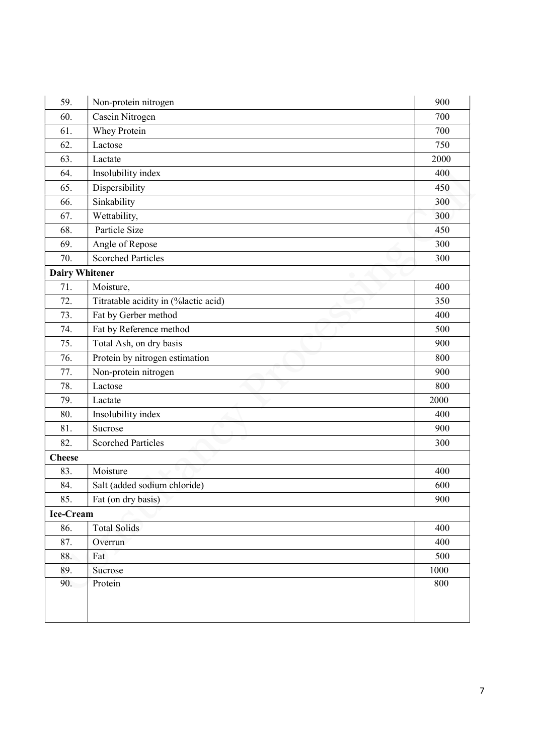| | | |
|---|---|---|
| 59. | Non-protein nitrogen | 900 |
| 60. | Casein Nitrogen | 700 |
| 61. | Whey Protein | 700 |
| 62. | Lactose | 750 |
| 63. | Lactate | 2000 |
| 64. | Insolubility index | 400 |
| 65. | Dispersibility | 450 |
| 66. | Sinkability | 300 |
| 67. | Wettability, | 300 |
| 68. | Particle Size | 450 |
| 69. | Angle of Repose | 300 |
| 70. | Scorched Particles | 300 |
| **Dairy Whitener** | | |
| 71. | Moisture, | 400 |
| 72. | Titratable acidity in (%lactic acid) | 350 |
| 73. | Fat by Gerber method | 400 |
| 74. | Fat by Reference method | 500 |
| 75. | Total Ash, on dry basis | 900 |
| 76. | Protein by nitrogen estimation | 800 |
| 77. | Non-protein nitrogen | 900 |
| 78. | Lactose | 800 |
| 79. | Lactate | 2000 |
| 80. | Insolubility index | 400 |
| 81. | Sucrose | 900 |
| 82. | Scorched Particles | 300 |
| **Cheese** | | |
| 83. | Moisture | 400 |
| 84. | Salt (added sodium chloride) | 600 |
| 85. | Fat (on dry basis) | 900 |
| **Ice-Cream** | | |
| 86. | Total Solids | 400 |
| 87. | Overrun | 400 |
| 88. | Fat | 500 |
| 89. | Sucrose | 1000 |
| 90. | Protein | 800 |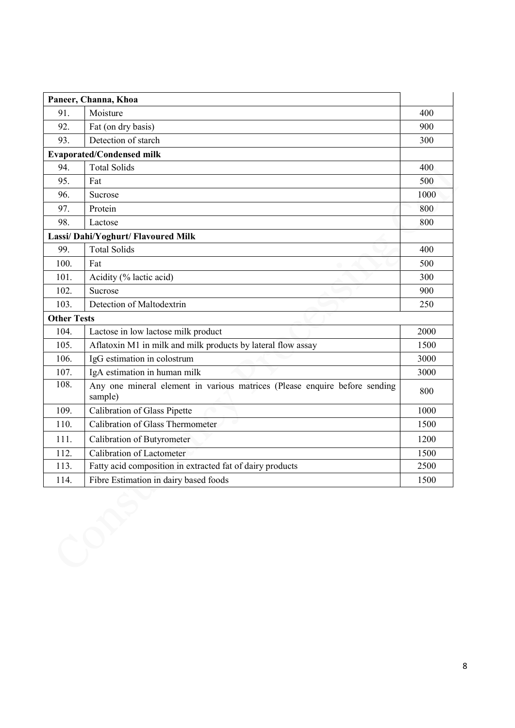| | | |
|---|---|---|
| **Paneer, Channa, Khoa** | | |
| 91. | Moisture | 400 |
| 92. | Fat (on dry basis) | 900 |
| 93. | Detection of starch | 300 |
| **Evaporated/Condensed milk** | | |
| 94. | Total Solids | 400 |
| 95. | Fat | 500 |
| 96. | Sucrose | 1000 |
| 97. | Protein | 800 |
| 98. | Lactose | 800 |
| **Lassi/ Dahi/Yoghurt/ Flavoured Milk** | | |
| 99. | Total Solids | 400 |
| 100. | Fat | 500 |
| 101. | Acidity (% lactic acid) | 300 |
| 102. | Sucrose | 900 |
| 103. | Detection of Maltodextrin | 250 |
| **Other Tests** | | |
| 104. | Lactose in low lactose milk product | 2000 |
| 105. | Aflatoxin M1 in milk and milk products by lateral flow assay | 1500 |
| 106. | IgG estimation in colostrum | 3000 |
| 107. | IgA estimation in human milk | 3000 |
| 108. | Any one mineral element in various matrices (Please enquire before sending sample) | 800 |
| 109. | Calibration of Glass Pipette | 1000 |
| 110. | Calibration of Glass Thermometer | 1500 |
| 111. | Calibration of Butyrometer | 1200 |
| 112. | Calibration of Lactometer | 1500 |
| 113. | Fatty acid composition in extracted fat of dairy products | 2500 |
| 114. | Fibre Estimation in dairy based foods | 1500 |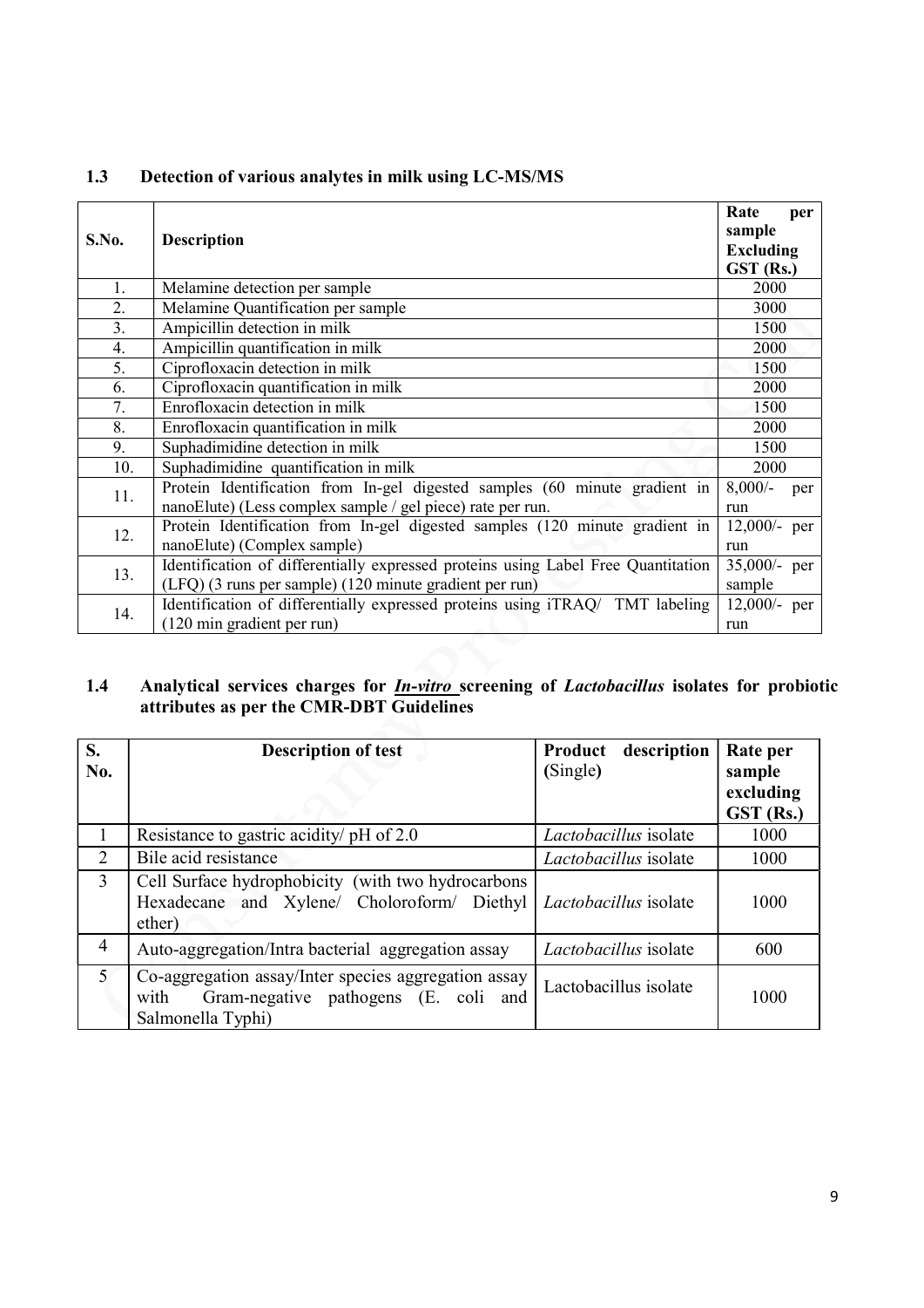## 1.3 Detection of various analytes in milk using LC-MS/MS

| S.No. | Description | Rate per sample Excluding GST (Rs.) |
|---|---|---|
| 1. | Melamine detection per sample | 2000 |
| 2. | Melamine Quantification per sample | 3000 |
| 3. | Ampicillin detection in milk | 1500 |
| 4. | Ampicillin quantification in milk | 2000 |
| 5. | Ciprofloxacin detection in milk | 1500 |
| 6. | Ciprofloxacin quantification in milk | 2000 |
| 7. | Enrofloxacin detection in milk | 1500 |
| 8. | Enrofloxacin quantification in milk | 2000 |
| 9. | Suphadimidine detection in milk | 1500 |
| 10. | Suphadimidine quantification in milk | 2000 |
| 11. | Protein Identification from In-gel digested samples (60 minute gradient in nanoElute) (Less complex sample / gel piece) rate per run. | 8,000/- per run |
| 12. | Protein Identification from In-gel digested samples (120 minute gradient in nanoElute) (Complex sample) | 12,000/- per run |
| 13. | Identification of differentially expressed proteins using Label Free Quantitation (LFQ) (3 runs per sample) (120 minute gradient per run) | 35,000/- per sample |
| 14. | Identification of differentially expressed proteins using iTRAQ/ TMT labeling (120 min gradient per run) | 12,000/- per run |

## 1.4 Analytical services charges for *In-vitro* screening of *Lactobacillus* isolates for probiotic attributes as per the CMR-DBT Guidelines

| S. No. | Description of test | Product description (Single) | Rate per sample excluding GST (Rs.) |
|---|---|---|---|
| 1 | Resistance to gastric acidity/ pH of 2.0 | *Lactobacillus* isolate | 1000 |
| 2 | Bile acid resistance | *Lactobacillus* isolate | 1000 |
| 3 | Cell Surface hydrophobicity (with two hydrocarbons Hexadecane and Xylene/ Choloroform/ Diethyl ether) | *Lactobacillus* isolate | 1000 |
| 4 | Auto-aggregation/Intra bacterial aggregation assay | *Lactobacillus* isolate | 600 |
| 5 | Co-aggregation assay/Inter species aggregation assay with Gram-negative pathogens (E. coli and Salmonella Typhi) | Lactobacillus isolate | 1000 |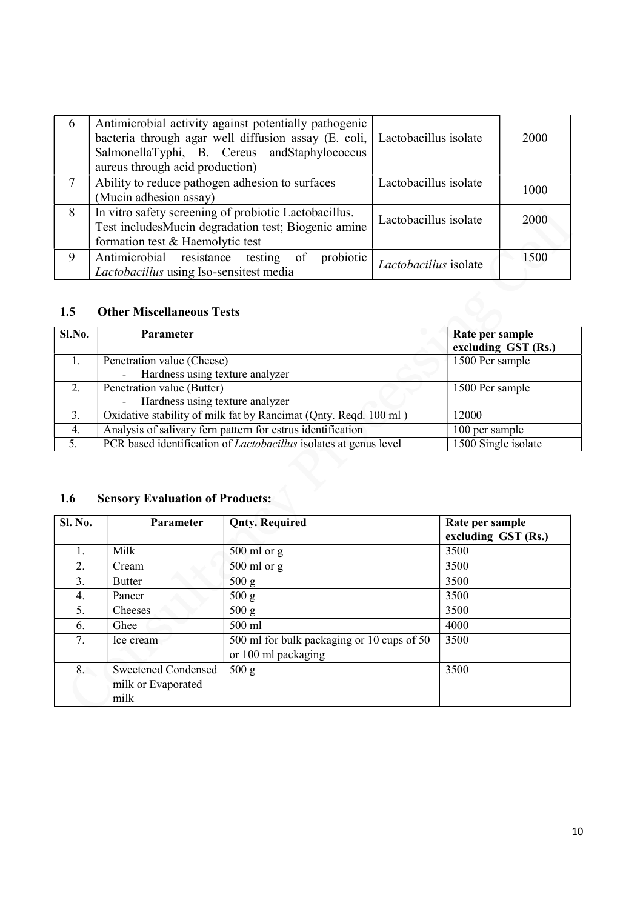| 6 | Antimicrobial activity against potentially pathogenic bacteria through agar well diffusion assay (E. coli, SalmonellaTyphi, B. Cereus andStaphylococcus aureus through acid production) | Lactobacillus isolate | 2000 |
|---|---|---|---|
| 7 | Ability to reduce pathogen adhesion to surfaces (Mucin adhesion assay) | Lactobacillus isolate | 1000 |
| 8 | In vitro safety screening of probiotic Lactobacillus. Test includesMucin degradation test; Biogenic amine formation test & Haemolytic test | Lactobacillus isolate | 2000 |
| 9 | Antimicrobial resistance testing of probiotic *Lactobacillus* using Iso-sensitest media | *Lactobacillus* isolate | 1500 |

### 1.5 Other Miscellaneous Tests

| Sl.No. | Parameter | Rate per sample excluding GST (Rs.) |
|---|---|---|
| 1. | Penetration value (Cheese)<br>- Hardness using texture analyzer | 1500 Per sample |
| 2. | Penetration value (Butter)<br>- Hardness using texture analyzer | 1500 Per sample |
| 3. | Oxidative stability of milk fat by Rancimat (Qnty. Reqd. 100 ml ) | 12000 |
| 4. | Analysis of salivary fern pattern for estrus identification | 100 per sample |
| 5. | PCR based identification of *Lactobacillus* isolates at genus level | 1500 Single isolate |

### 1.6 Sensory Evaluation of Products:

| Sl. No. | Parameter | Qnty. Required | Rate per sample excluding GST (Rs.) |
|---|---|---|---|
| 1. | Milk | 500 ml or g | 3500 |
| 2. | Cream | 500 ml or g | 3500 |
| 3. | Butter | 500 g | 3500 |
| 4. | Paneer | 500 g | 3500 |
| 5. | Cheeses | 500 g | 3500 |
| 6. | Ghee | 500 ml | 4000 |
| 7. | Ice cream | 500 ml for bulk packaging or 10 cups of 50 or 100 ml packaging | 3500 |
| 8. | Sweetened Condensed milk or Evaporated milk | 500 g | 3500 |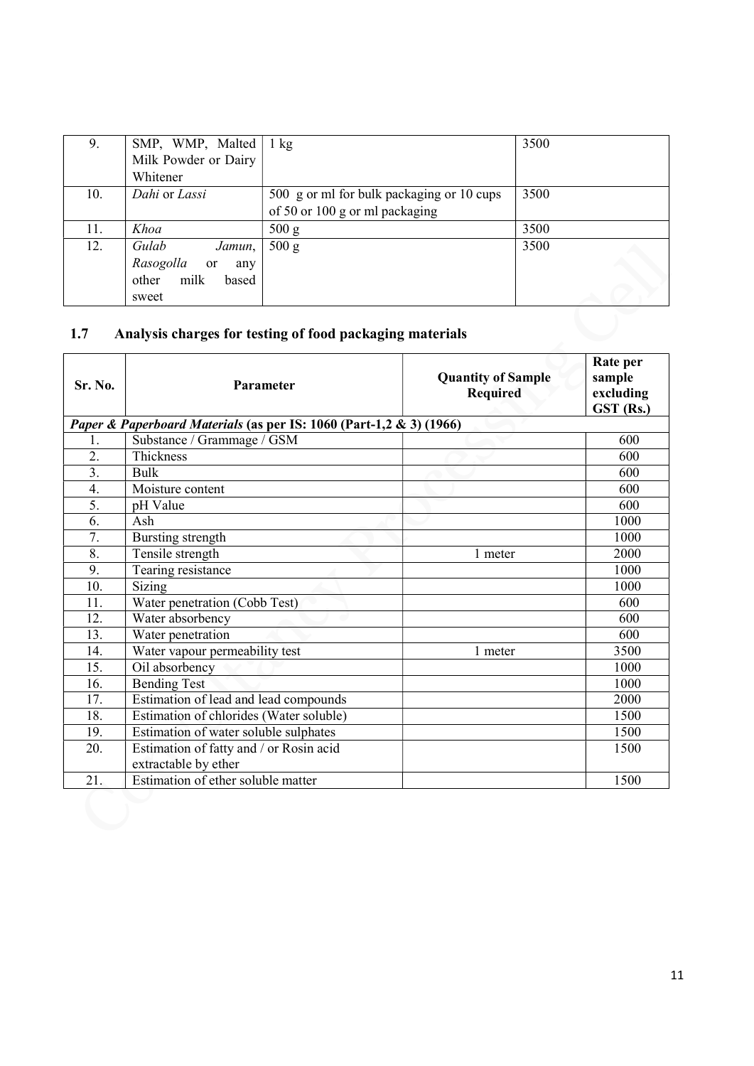| 9. | SMP, WMP, Malted Milk Powder or Dairy Whitener | 1 kg | 3500 |
|---|---|---|---|
| 10. | *Dahi* or *Lassi* | 500 g or ml for bulk packaging or 10 cups of 50 or 100 g or ml packaging | 3500 |
| 11. | *Khoa* | 500 g | 3500 |
| 12. | *Gulab Jamun*, *Rasogolla* or any other milk based sweet | 500 g | 3500 |

## 1.7 Analysis charges for testing of food packaging materials

| Sr. No. | Parameter | Quantity of Sample Required | Rate per sample excluding GST (Rs.) |
|---|---|---|---|
| ***Paper & Paperboard Materials* (as per IS: 1060 (Part-1,2 & 3) (1966)** | | | |
| 1. | Substance / Grammage / GSM | | 600 |
| 2. | Thickness | | 600 |
| 3. | Bulk | | 600 |
| 4. | Moisture content | | 600 |
| 5. | pH Value | | 600 |
| 6. | Ash | | 1000 |
| 7. | Bursting strength | | 1000 |
| 8. | Tensile strength | 1 meter | 2000 |
| 9. | Tearing resistance | | 1000 |
| 10. | Sizing | | 1000 |
| 11. | Water penetration (Cobb Test) | | 600 |
| 12. | Water absorbency | | 600 |
| 13. | Water penetration | | 600 |
| 14. | Water vapour permeability test | 1 meter | 3500 |
| 15. | Oil absorbency | | 1000 |
| 16. | Bending Test | | 1000 |
| 17. | Estimation of lead and lead compounds | | 2000 |
| 18. | Estimation of chlorides (Water soluble) | | 1500 |
| 19. | Estimation of water soluble sulphates | | 1500 |
| 20. | Estimation of fatty and / or Rosin acid extractable by ether | | 1500 |
| 21. | Estimation of ether soluble matter | | 1500 |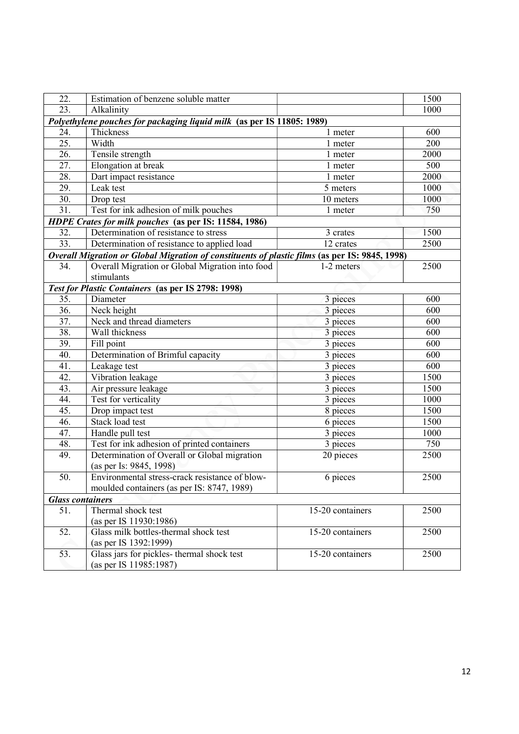| 22. | Estimation of benzene soluble matter | | 1500 |
|---|---|---|---|
| 23. | Alkalinity | | 1000 |
| ***Polyethylene pouches for packaging liquid milk*** **(as per IS 11805: 1989)** | | | |
| 24. | Thickness | 1 meter | 600 |
| 25. | Width | 1 meter | 200 |
| 26. | Tensile strength | 1 meter | 2000 |
| 27. | Elongation at break | 1 meter | 500 |
| 28. | Dart impact resistance | 1 meter | 2000 |
| 29. | Leak test | 5 meters | 1000 |
| 30. | Drop test | 10 meters | 1000 |
| 31. | Test for ink adhesion of milk pouches | 1 meter | 750 |
| ***HDPE Crates for milk pouches*** **(as per IS: 11584, 1986)** | | | |
| 32. | Determination of resistance to stress | 3 crates | 1500 |
| 33. | Determination of resistance to applied load | 12 crates | 2500 |
| ***Overall Migration or Global Migration of constituents of plastic films*** **(as per IS: 9845, 1998)** | | | |
| 34. | Overall Migration or Global Migration into food stimulants | 1-2 meters | 2500 |
| ***Test for Plastic Containers*** **(as per IS 2798: 1998)** | | | |
| 35. | Diameter | 3 pieces | 600 |
| 36. | Neck height | 3 pieces | 600 |
| 37. | Neck and thread diameters | 3 pieces | 600 |
| 38. | Wall thickness | 3 pieces | 600 |
| 39. | Fill point | 3 pieces | 600 |
| 40. | Determination of Brimful capacity | 3 pieces | 600 |
| 41. | Leakage test | 3 pieces | 600 |
| 42. | Vibration leakage | 3 pieces | 1500 |
| 43. | Air pressure leakage | 3 pieces | 1500 |
| 44. | Test for verticality | 3 pieces | 1000 |
| 45. | Drop impact test | 8 pieces | 1500 |
| 46. | Stack load test | 6 pieces | 1500 |
| 47. | Handle pull test | 3 pieces | 1000 |
| 48. | Test for ink adhesion of printed containers | 3 pieces | 750 |
| 49. | Determination of Overall or Global migration (as per Is: 9845, 1998) | 20 pieces | 2500 |
| 50. | Environmental stress-crack resistance of blow-moulded containers (as per IS: 8747, 1989) | 6 pieces | 2500 |
| ***Glass containers*** | | | |
| 51. | Thermal shock test (as per IS 11930:1986) | 15-20 containers | 2500 |
| 52. | Glass milk bottles-thermal shock test (as per IS 1392:1999) | 15-20 containers | 2500 |
| 53. | Glass jars for pickles- thermal shock test (as per IS 11985:1987) | 15-20 containers | 2500 |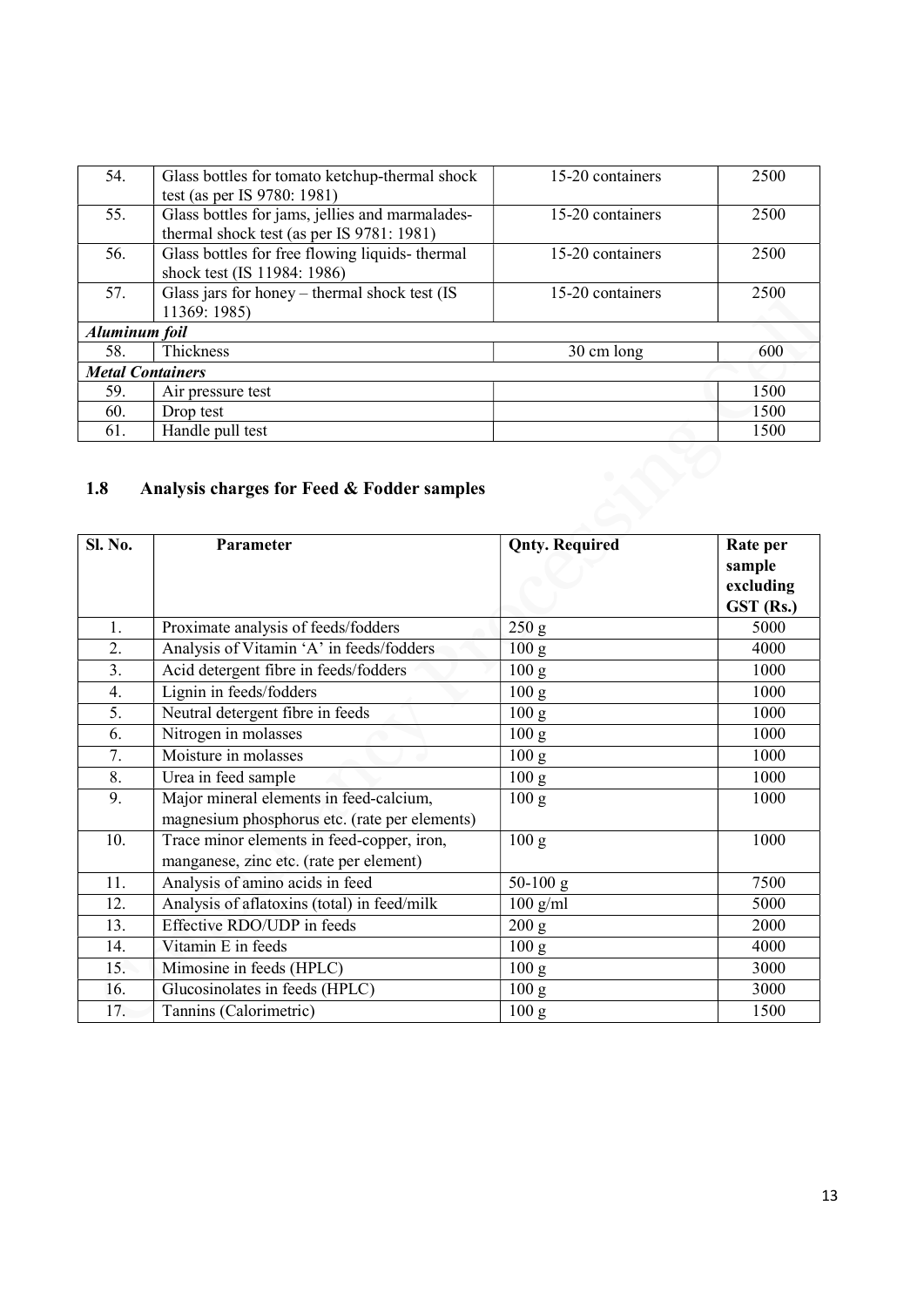| | | | |
|---|---|---|---|
| 54. | Glass bottles for tomato ketchup-thermal shock test (as per IS 9780: 1981) | 15-20 containers | 2500 |
| 55. | Glass bottles for jams, jellies and marmalades-thermal shock test (as per IS 9781: 1981) | 15-20 containers | 2500 |
| 56. | Glass bottles for free flowing liquids- thermal shock test (IS 11984: 1986) | 15-20 containers | 2500 |
| 57. | Glass jars for honey – thermal shock test (IS 11369: 1985) | 15-20 containers | 2500 |
| ***Aluminum foil*** | | | |
| 58. | Thickness | 30 cm long | 600 |
| ***Metal Containers*** | | | |
| 59. | Air pressure test | | 1500 |
| 60. | Drop test | | 1500 |
| 61. | Handle pull test | | 1500 |

## 1.8 Analysis charges for Feed & Fodder samples

| Sl. No. | Parameter | Qnty. Required | Rate per sample excluding GST (Rs.) |
|---|---|---|---|
| 1. | Proximate analysis of feeds/fodders | 250 g | 5000 |
| 2. | Analysis of Vitamin 'A' in feeds/fodders | 100 g | 4000 |
| 3. | Acid detergent fibre in feeds/fodders | 100 g | 1000 |
| 4. | Lignin in feeds/fodders | 100 g | 1000 |
| 5. | Neutral detergent fibre in feeds | 100 g | 1000 |
| 6. | Nitrogen in molasses | 100 g | 1000 |
| 7. | Moisture in molasses | 100 g | 1000 |
| 8. | Urea in feed sample | 100 g | 1000 |
| 9. | Major mineral elements in feed-calcium, magnesium phosphorus etc. (rate per elements) | 100 g | 1000 |
| 10. | Trace minor elements in feed-copper, iron, manganese, zinc etc. (rate per element) | 100 g | 1000 |
| 11. | Analysis of amino acids in feed | 50-100 g | 7500 |
| 12. | Analysis of aflatoxins (total) in feed/milk | 100 g/ml | 5000 |
| 13. | Effective RDO/UDP in feeds | 200 g | 2000 |
| 14. | Vitamin E in feeds | 100 g | 4000 |
| 15. | Mimosine in feeds (HPLC) | 100 g | 3000 |
| 16. | Glucosinolates in feeds (HPLC) | 100 g | 3000 |
| 17. | Tannins (Calorimetric) | 100 g | 1500 |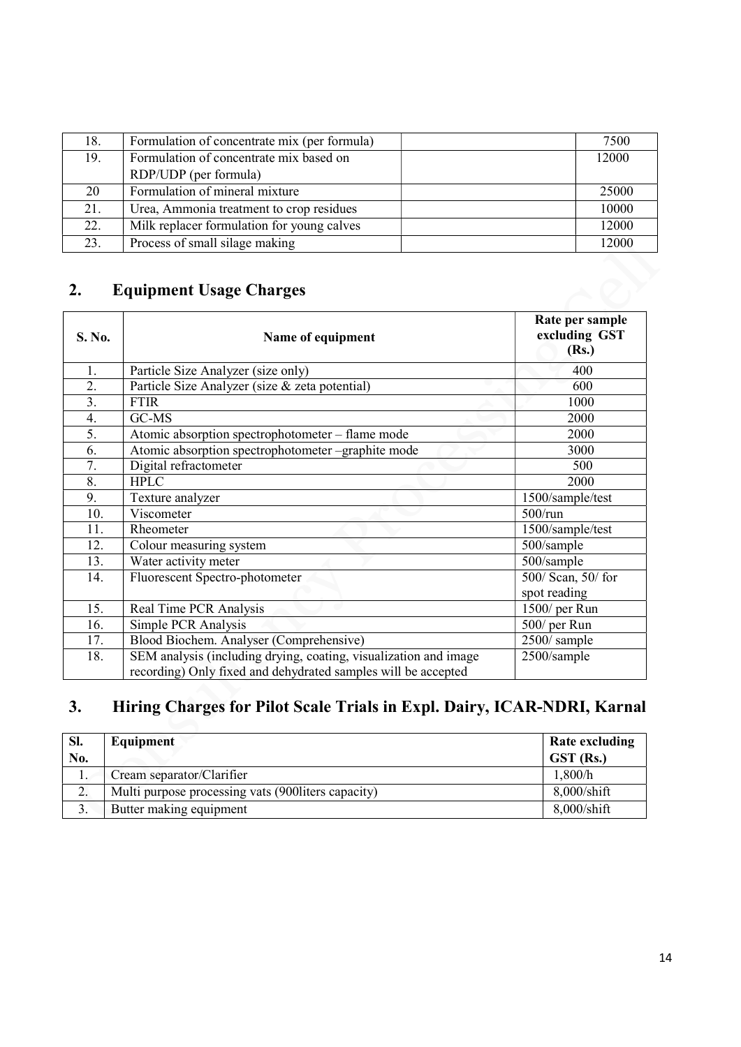| 18. | Formulation of concentrate mix (per formula) | | 7500 |
|---|---|---|---|
| 19. | Formulation of concentrate mix based on RDP/UDP (per formula) | | 12000 |
| 20 | Formulation of mineral mixture | | 25000 |
| 21. | Urea, Ammonia treatment to crop residues | | 10000 |
| 22. | Milk replacer formulation for young calves | | 12000 |
| 23. | Process of small silage making | | 12000 |

## 2. Equipment Usage Charges

| S. No. | Name of equipment | Rate per sample excluding GST (Rs.) |
|---|---|---|
| 1. | Particle Size Analyzer (size only) | 400 |
| 2. | Particle Size Analyzer (size & zeta potential) | 600 |
| 3. | FTIR | 1000 |
| 4. | GC-MS | 2000 |
| 5. | Atomic absorption spectrophotometer – flame mode | 2000 |
| 6. | Atomic absorption spectrophotometer –graphite mode | 3000 |
| 7. | Digital refractometer | 500 |
| 8. | HPLC | 2000 |
| 9. | Texture analyzer | 1500/sample/test |
| 10. | Viscometer | 500/run |
| 11. | Rheometer | 1500/sample/test |
| 12. | Colour measuring system | 500/sample |
| 13. | Water activity meter | 500/sample |
| 14. | Fluorescent Spectro-photometer | 500/ Scan, 50/ for spot reading |
| 15. | Real Time PCR Analysis | 1500/ per Run |
| 16. | Simple PCR Analysis | 500/ per Run |
| 17. | Blood Biochem. Analyser (Comprehensive) | 2500/ sample |
| 18. | SEM analysis (including drying, coating, visualization and image recording) Only fixed and dehydrated samples will be accepted | 2500/sample |

## 3. Hiring Charges for Pilot Scale Trials in Expl. Dairy, ICAR-NDRI, Karnal

| Sl. No. | Equipment | Rate excluding GST (Rs.) |
|---|---|---|
| 1. | Cream separator/Clarifier | 1,800/h |
| 2. | Multi purpose processing vats (900liters capacity) | 8,000/shift |
| 3. | Butter making equipment | 8,000/shift |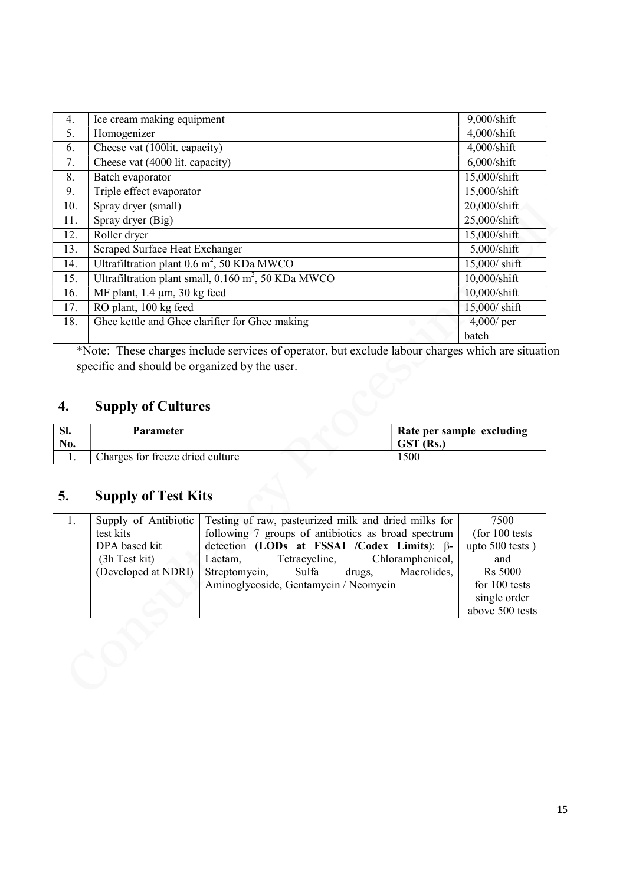| 4. | Ice cream making equipment | 9,000/shift |
|---|---|---|
| 5. | Homogenizer | 4,000/shift |
| 6. | Cheese vat (100lit. capacity) | 4,000/shift |
| 7. | Cheese vat (4000 lit. capacity) | 6,000/shift |
| 8. | Batch evaporator | 15,000/shift |
| 9. | Triple effect evaporator | 15,000/shift |
| 10. | Spray dryer (small) | 20,000/shift |
| 11. | Spray dryer (Big) | 25,000/shift |
| 12. | Roller dryer | 15,000/shift |
| 13. | Scraped Surface Heat Exchanger | 5,000/shift |
| 14. | Ultrafiltration plant 0.6 $m^2$, 50 KDa MWCO | 15,000/ shift |
| 15. | Ultrafiltration plant small, 0.160 $m^2$, 50 KDa MWCO | 10,000/shift |
| 16. | MF plant, 1.4 µm, 30 kg feed | 10,000/shift |
| 17. | RO plant, 100 kg feed | 15,000/ shift |
| 18. | Ghee kettle and Ghee clarifier for Ghee making | 4,000/ per batch |

*Note: These charges include services of operator, but exclude labour charges which are situation specific and should be organized by the user.

## 4. Supply of Cultures

| Sl. No. | Parameter | Rate per sample excluding GST (Rs.) |
|---|---|---|
| 1. | Charges for freeze dried culture | 1500 |

## 5. Supply of Test Kits

| 1. | Supply of Antibiotic test kits DPA based kit (3h Test kit) (Developed at NDRI) | Testing of raw, pasteurized milk and dried milks for following 7 groups of antibiotics as broad spectrum detection (**LODs at FSSAI /Codex Limits**): β-Lactam, Tetracycline, Chloramphenicol, Streptomycin, Sulfa drugs, Macrolides, Aminoglycoside, Gentamycin / Neomycin | 7500 (for 100 tests upto 500 tests ) and Rs 5000 for 100 tests single order above 500 tests |
|---|---|---|---|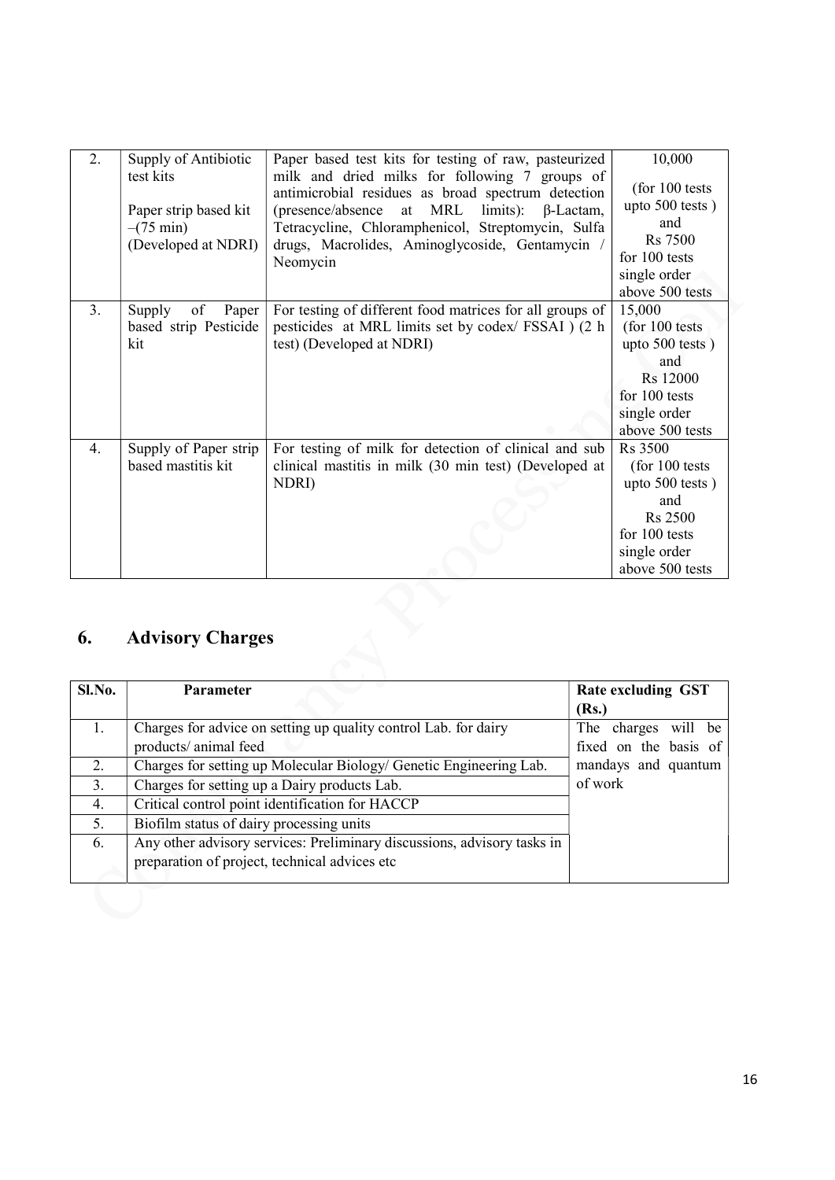| 2. | Supply of Antibiotic test kits<br><br>Paper strip based kit –(75 min)<br>(Developed at NDRI) | Paper based test kits for testing of raw, pasteurized milk and dried milks for following 7 groups of antimicrobial residues as broad spectrum detection (presence/absence at MRL limits): β-Lactam, Tetracycline, Chloramphenicol, Streptomycin, Sulfa drugs, Macrolides, Aminoglycoside, Gentamycin / Neomycin | 10,000<br><br>(for 100 tests upto 500 tests ) and Rs 7500 for 100 tests single order above 500 tests |
|---|---|---|---|
| 3. | Supply of Paper based strip Pesticide kit | For testing of different food matrices for all groups of pesticides at MRL limits set by codex/ FSSAI ) (2 h test) (Developed at NDRI) | 15,000 (for 100 tests upto 500 tests ) and Rs 12000 for 100 tests single order above 500 tests |
| 4. | Supply of Paper strip based mastitis kit | For testing of milk for detection of clinical and sub clinical mastitis in milk (30 min test) (Developed at NDRI) | Rs 3500 (for 100 tests upto 500 tests ) and Rs 2500 for 100 tests single order above 500 tests |

## 6. Advisory Charges

| Sl.No. | Parameter | Rate excluding GST (Rs.) |
|---|---|---|
| 1. | Charges for advice on setting up quality control Lab. for dairy products/ animal feed | The charges will be fixed on the basis of mandays and quantum of work |
| 2. | Charges for setting up Molecular Biology/ Genetic Engineering Lab. | |
| 3. | Charges for setting up a Dairy products Lab. | |
| 4. | Critical control point identification for HACCP | |
| 5. | Biofilm status of dairy processing units | |
| 6. | Any other advisory services: Preliminary discussions, advisory tasks in preparation of project, technical advices etc | |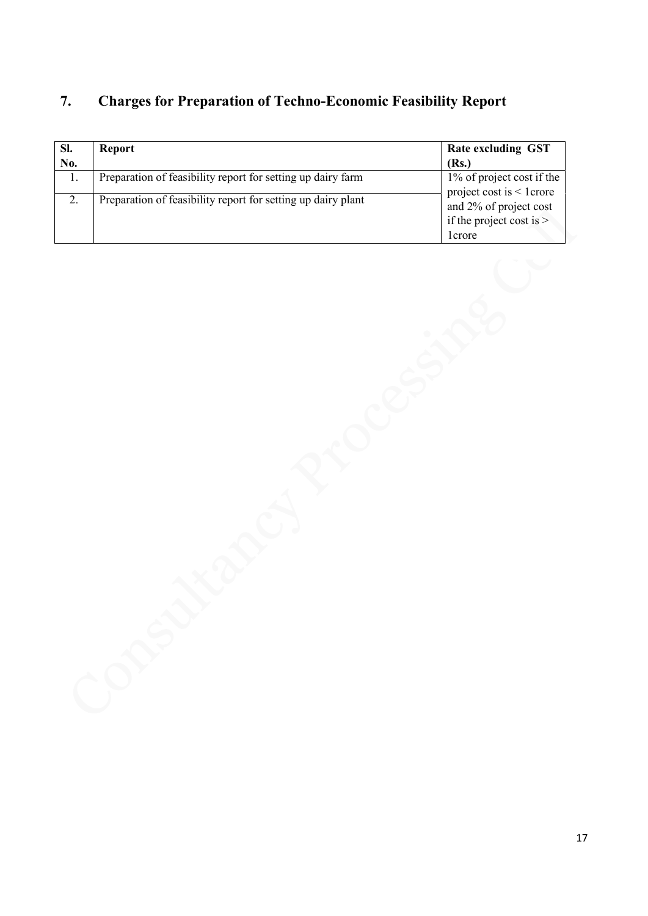## 7. Charges for Preparation of Techno-Economic Feasibility Report

| Sl. No. | Report | Rate excluding GST (Rs.) |
|---|---|---|
| 1. | Preparation of feasibility report for setting up dairy farm | 1% of project cost if the project cost is < 1crore and 2% of project cost if the project cost is > 1crore |
| 2. | Preparation of feasibility report for setting up dairy plant | |